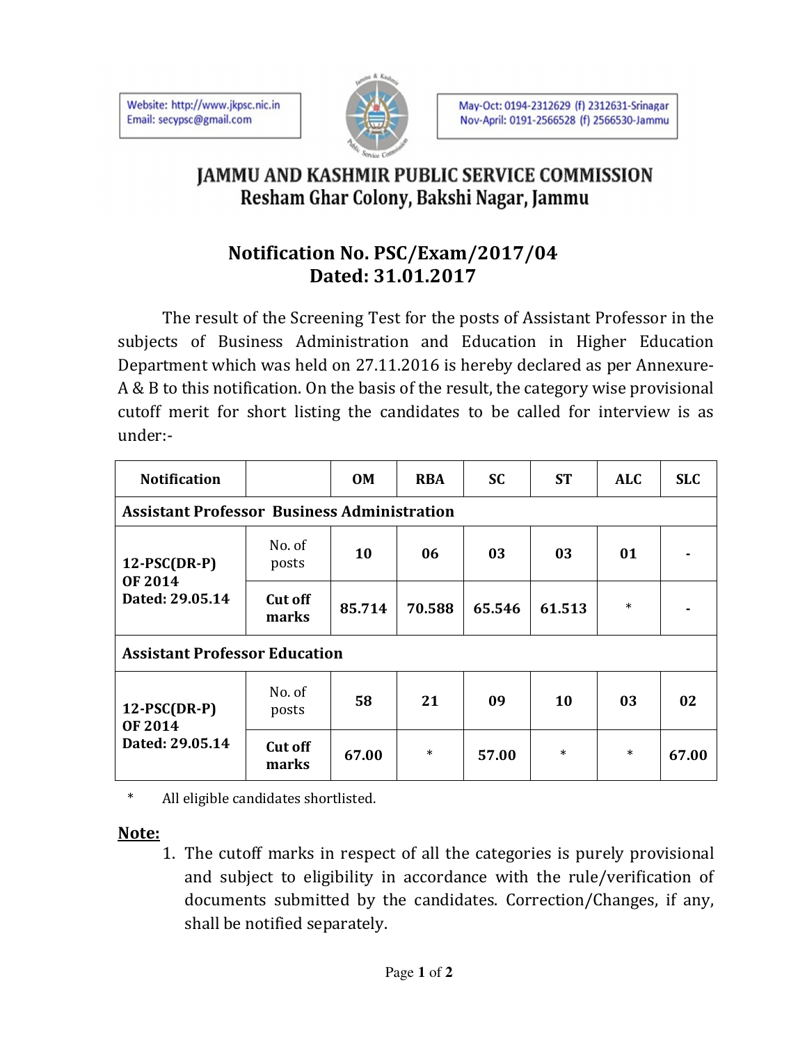Website: http://www.jkpsc.nic.in
Email: secypsc@gmail.com

May-Oct: 0194-2312629 (f) 2312631-Srinagar
Nov-April: 0191-2566528 (f) 2566530-Jammu

# JAMMU AND KASHMIR PUBLIC SERVICE COMMISSION
## Resham Ghar Colony, Bakshi Nagar, Jammu

### Notification No. PSC/Exam/2017/04
### Dated: 31.01.2017

The result of the Screening Test for the posts of Assistant Professor in the subjects of Business Administration and Education in Higher Education Department which was held on 27.11.2016 is hereby declared as per Annexure-A & B to this notification. On the basis of the result, the category wise provisional cutoff merit for short listing the candidates to be called for interview is as under:-

| Notification | | OM | RBA | SC | ST | ALC | SLC |
|---|---|---|---|---|---|---|---|
| **Assistant Professor Business Administration** | | | | | | | |
| 12-PSC(DR-P) OF 2014 Dated: 29.05.14 | No. of posts | 10 | 06 | 03 | 03 | 01 | - |
| | Cut off marks | 85.714 | 70.588 | 65.546 | 61.513 | * | - |
| **Assistant Professor Education** | | | | | | | |
| 12-PSC(DR-P) OF 2014 Dated: 29.05.14 | No. of posts | 58 | 21 | 09 | 10 | 03 | 02 |
| | Cut off marks | 67.00 | * | 57.00 | * | * | 67.00 |

* All eligible candidates shortlisted.

**Note:**

1. The cutoff marks in respect of all the categories is purely provisional and subject to eligibility in accordance with the rule/verification of documents submitted by the candidates. Correction/Changes, if any, shall be notified separately.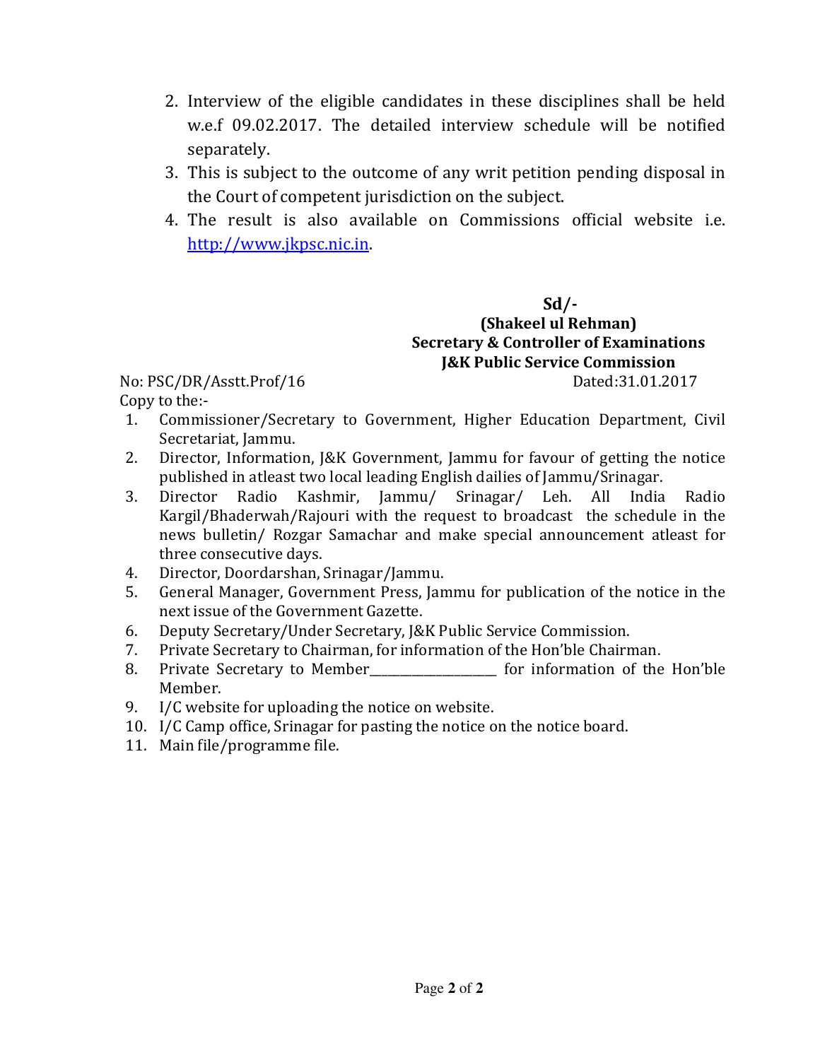2. Interview of the eligible candidates in these disciplines shall be held w.e.f 09.02.2017. The detailed interview schedule will be notified separately.
3. This is subject to the outcome of any writ petition pending disposal in the Court of competent jurisdiction on the subject.
4. The result is also available on Commissions official website i.e. http://www.jkpsc.nic.in.

**Sd/-**
**(Shakeel ul Rehman)**
**Secretary & Controller of Examinations**
**J&K Public Service Commission**

No: PSC/DR/Asstt.Prof/16 Dated:31.01.2017

Copy to the:-

1. Commissioner/Secretary to Government, Higher Education Department, Civil Secretariat, Jammu.
2. Director, Information, J&K Government, Jammu for favour of getting the notice published in atleast two local leading English dailies of Jammu/Srinagar.
3. Director Radio Kashmir, Jammu/ Srinagar/ Leh. All India Radio Kargil/Bhaderwah/Rajouri with the request to broadcast the schedule in the news bulletin/ Rozgar Samachar and make special announcement atleast for three consecutive days.
4. Director, Doordarshan, Srinagar/Jammu.
5. General Manager, Government Press, Jammu for publication of the notice in the next issue of the Government Gazette.
6. Deputy Secretary/Under Secretary, J&K Public Service Commission.
7. Private Secretary to Chairman, for information of the Hon'ble Chairman.
8. Private Secretary to Member___________________ for information of the Hon'ble Member.
9. I/C website for uploading the notice on website.
10. I/C Camp office, Srinagar for pasting the notice on the notice board.
11. Main file/programme file.